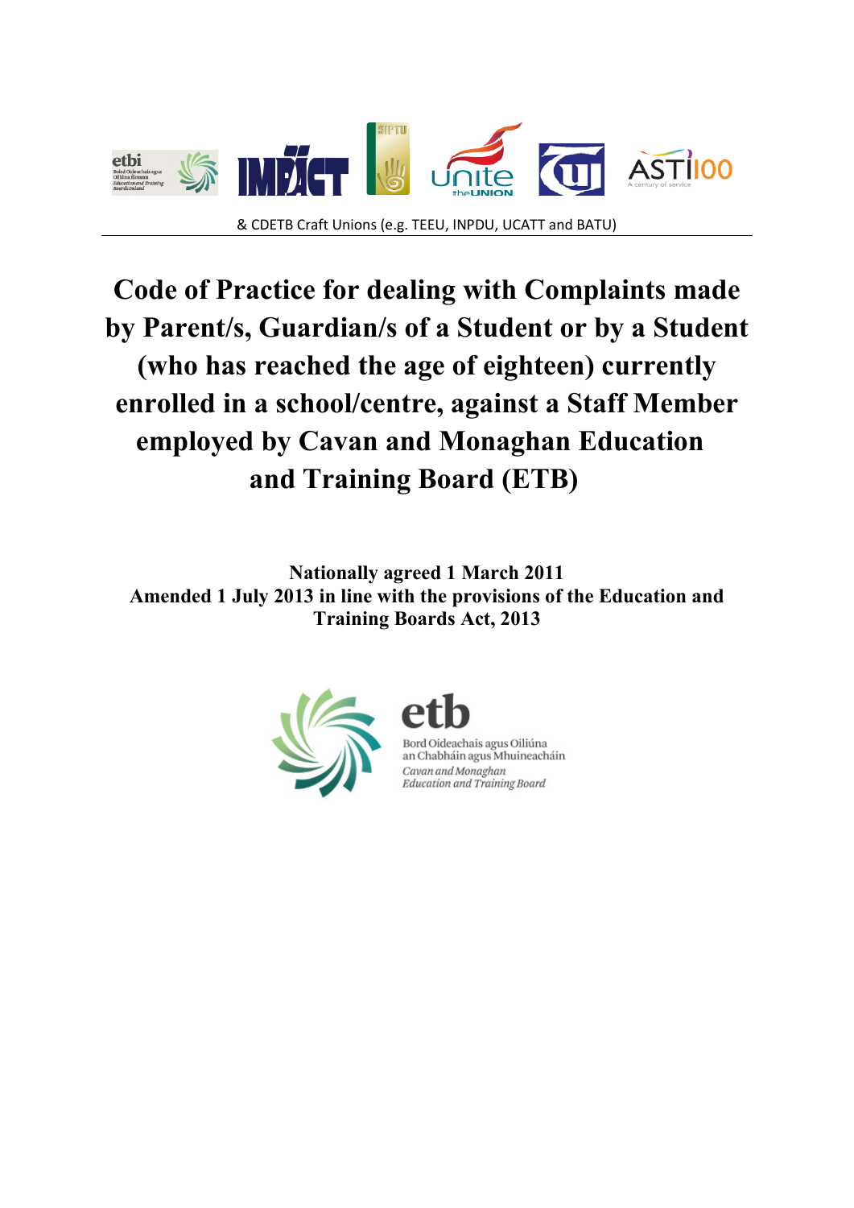& CDETB Craft Unions (e.g. TEEU, INPDU, UCATT and BATU)

# Code of Practice for dealing with Complaints made by Parent/s, Guardian/s of a Student or by a Student (who has reached the age of eighteen) currently enrolled in a school/centre, against a Staff Member employed by Cavan and Monaghan Education and Training Board (ETB)

**Nationally agreed 1 March 2011**
**Amended 1 July 2013 in line with the provisions of the Education and Training Boards Act, 2013**

etb
Bord Oideachais agus Oiliúna an Chabháin agus Mhuineacháin
*Cavan and Monaghan Education and Training Board*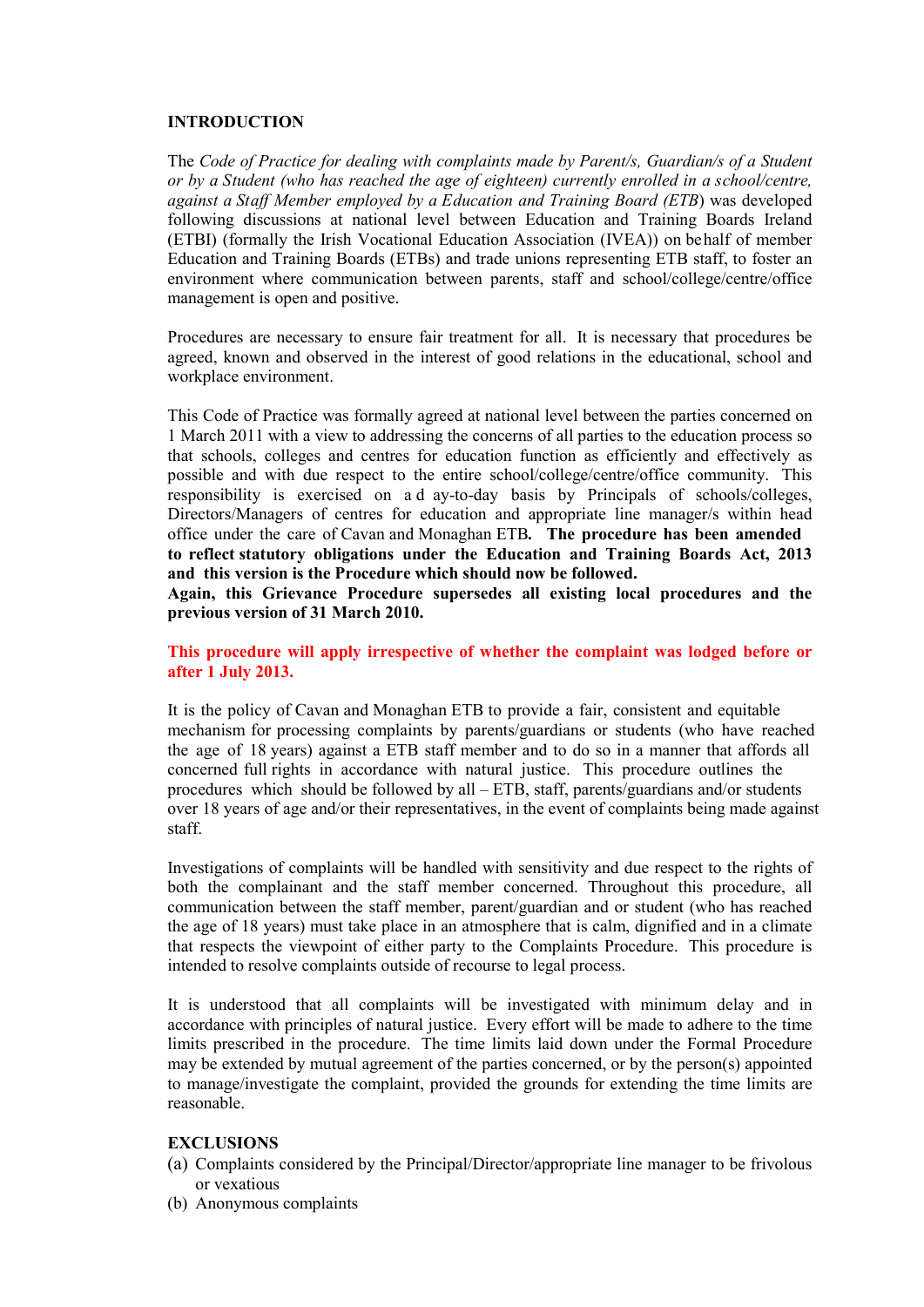## INTRODUCTION

The *Code of Practice for dealing with complaints made by Parent/s, Guardian/s of a Student or by a Student (who has reached the age of eighteen) currently enrolled in a school/centre, against a Staff Member employed by a Education and Training Board (ETB*) was developed following discussions at national level between Education and Training Boards Ireland (ETBI) (formally the Irish Vocational Education Association (IVEA)) on behalf of member Education and Training Boards (ETBs) and trade unions representing ETB staff, to foster an environment where communication between parents, staff and school/college/centre/office management is open and positive.

Procedures are necessary to ensure fair treatment for all. It is necessary that procedures be agreed, known and observed in the interest of good relations in the educational, school and workplace environment.

This Code of Practice was formally agreed at national level between the parties concerned on 1 March 2011 with a view to addressing the concerns of all parties to the education process so that schools, colleges and centres for education function as efficiently and effectively as possible and with due respect to the entire school/college/centre/office community. This responsibility is exercised on a day-to-day basis by Principals of schools/colleges, Directors/Managers of centres for education and appropriate line manager/s within head office under the care of Cavan and Monaghan ETB**. The procedure has been amended to reflect statutory obligations under the Education and Training Boards Act, 2013 and this version is the Procedure which should now be followed.**
**Again, this Grievance Procedure supersedes all existing local procedures and the previous version of 31 March 2010.**

**This procedure will apply irrespective of whether the complaint was lodged before or after 1 July 2013.**

It is the policy of Cavan and Monaghan ETB to provide a fair, consistent and equitable mechanism for processing complaints by parents/guardians or students (who have reached the age of 18 years) against a ETB staff member and to do so in a manner that affords all concerned full rights in accordance with natural justice. This procedure outlines the procedures which should be followed by all – ETB, staff, parents/guardians and/or students over 18 years of age and/or their representatives, in the event of complaints being made against staff.

Investigations of complaints will be handled with sensitivity and due respect to the rights of both the complainant and the staff member concerned. Throughout this procedure, all communication between the staff member, parent/guardian and or student (who has reached the age of 18 years) must take place in an atmosphere that is calm, dignified and in a climate that respects the viewpoint of either party to the Complaints Procedure. This procedure is intended to resolve complaints outside of recourse to legal process.

It is understood that all complaints will be investigated with minimum delay and in accordance with principles of natural justice. Every effort will be made to adhere to the time limits prescribed in the procedure. The time limits laid down under the Formal Procedure may be extended by mutual agreement of the parties concerned, or by the person(s) appointed to manage/investigate the complaint, provided the grounds for extending the time limits are reasonable.

## EXCLUSIONS

(a) Complaints considered by the Principal/Director/appropriate line manager to be frivolous or vexatious
(b) Anonymous complaints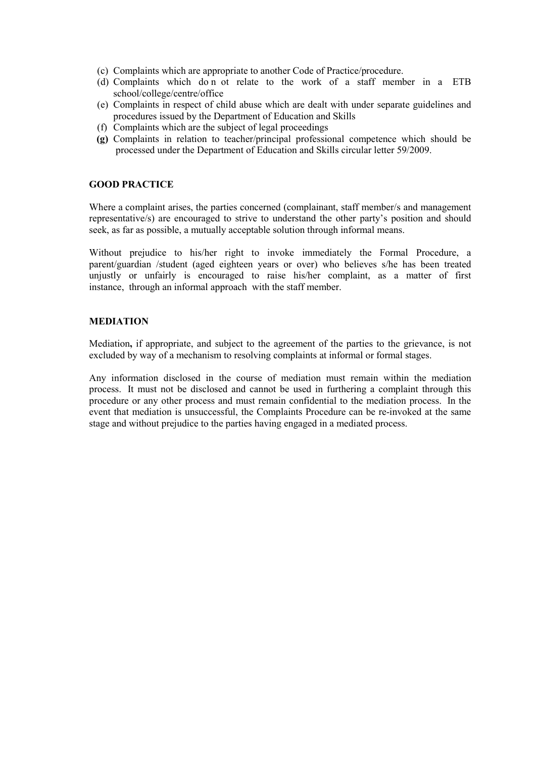(c) Complaints which are appropriate to another Code of Practice/procedure.
(d) Complaints which do n ot relate to the work of a staff member in a ETB school/college/centre/office
(e) Complaints in respect of child abuse which are dealt with under separate guidelines and procedures issued by the Department of Education and Skills
(f) Complaints which are the subject of legal proceedings
**(g)** Complaints in relation to teacher/principal professional competence which should be processed under the Department of Education and Skills circular letter 59/2009.

**GOOD PRACTICE**

Where a complaint arises, the parties concerned (complainant, staff member/s and management representative/s) are encouraged to strive to understand the other party's position and should seek, as far as possible, a mutually acceptable solution through informal means.

Without prejudice to his/her right to invoke immediately the Formal Procedure, a parent/guardian /student (aged eighteen years or over) who believes s/he has been treated unjustly or unfairly is encouraged to raise his/her complaint, as a matter of first instance, through an informal approach with the staff member.

**MEDIATION**

Mediation**,** if appropriate, and subject to the agreement of the parties to the grievance, is not excluded by way of a mechanism to resolving complaints at informal or formal stages.

Any information disclosed in the course of mediation must remain within the mediation process. It must not be disclosed and cannot be used in furthering a complaint through this procedure or any other process and must remain confidential to the mediation process. In the event that mediation is unsuccessful, the Complaints Procedure can be re-invoked at the same stage and without prejudice to the parties having engaged in a mediated process.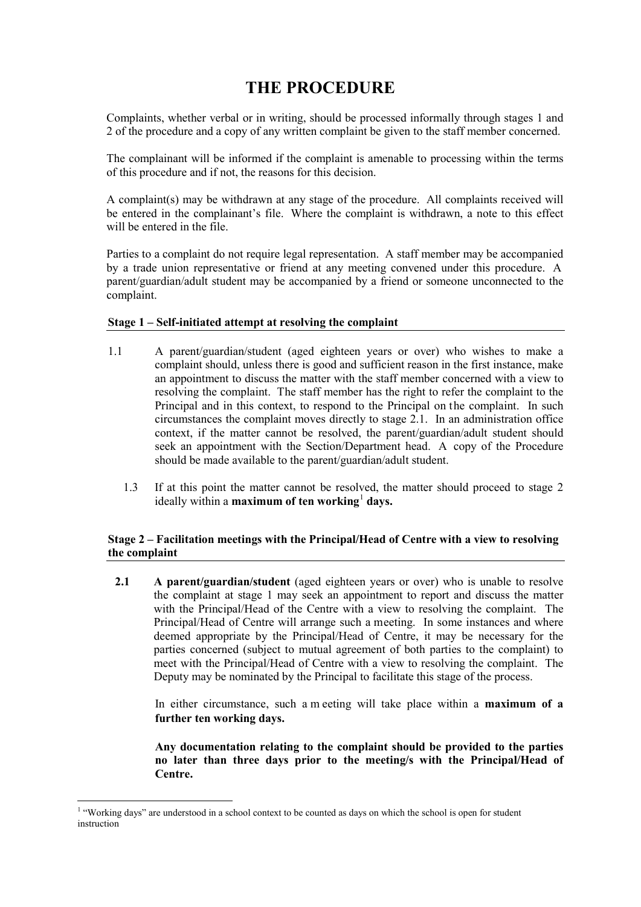# THE PROCEDURE

Complaints, whether verbal or in writing, should be processed informally through stages 1 and 2 of the procedure and a copy of any written complaint be given to the staff member concerned.

The complainant will be informed if the complaint is amenable to processing within the terms of this procedure and if not, the reasons for this decision.

A complaint(s) may be withdrawn at any stage of the procedure. All complaints received will be entered in the complainant's file. Where the complaint is withdrawn, a note to this effect will be entered in the file.

Parties to a complaint do not require legal representation. A staff member may be accompanied by a trade union representative or friend at any meeting convened under this procedure. A parent/guardian/adult student may be accompanied by a friend or someone unconnected to the complaint.

### Stage 1 – Self-initiated attempt at resolving the complaint

1.1 A parent/guardian/student (aged eighteen years or over) who wishes to make a complaint should, unless there is good and sufficient reason in the first instance, make an appointment to discuss the matter with the staff member concerned with a view to resolving the complaint. The staff member has the right to refer the complaint to the Principal and in this context, to respond to the Principal on the complaint. In such circumstances the complaint moves directly to stage 2.1. In an administration office context, if the matter cannot be resolved, the parent/guardian/adult student should seek an appointment with the Section/Department head. A copy of the Procedure should be made available to the parent/guardian/adult student.

1.3 If at this point the matter cannot be resolved, the matter should proceed to stage 2 ideally within a **maximum of ten working**[1] **days.**

### Stage 2 – Facilitation meetings with the Principal/Head of Centre with a view to resolving the complaint

**2.1** **A parent/guardian/student** (aged eighteen years or over) who is unable to resolve the complaint at stage 1 may seek an appointment to report and discuss the matter with the Principal/Head of the Centre with a view to resolving the complaint. The Principal/Head of Centre will arrange such a meeting. In some instances and where deemed appropriate by the Principal/Head of Centre, it may be necessary for the parties concerned (subject to mutual agreement of both parties to the complaint) to meet with the Principal/Head of Centre with a view to resolving the complaint. The Deputy may be nominated by the Principal to facilitate this stage of the process.

In either circumstance, such a meeting will take place within a **maximum of a further ten working days.**

**Any documentation relating to the complaint should be provided to the parties no later than three days prior to the meeting/s with the Principal/Head of Centre.**

[1] "Working days" are understood in a school context to be counted as days on which the school is open for student instruction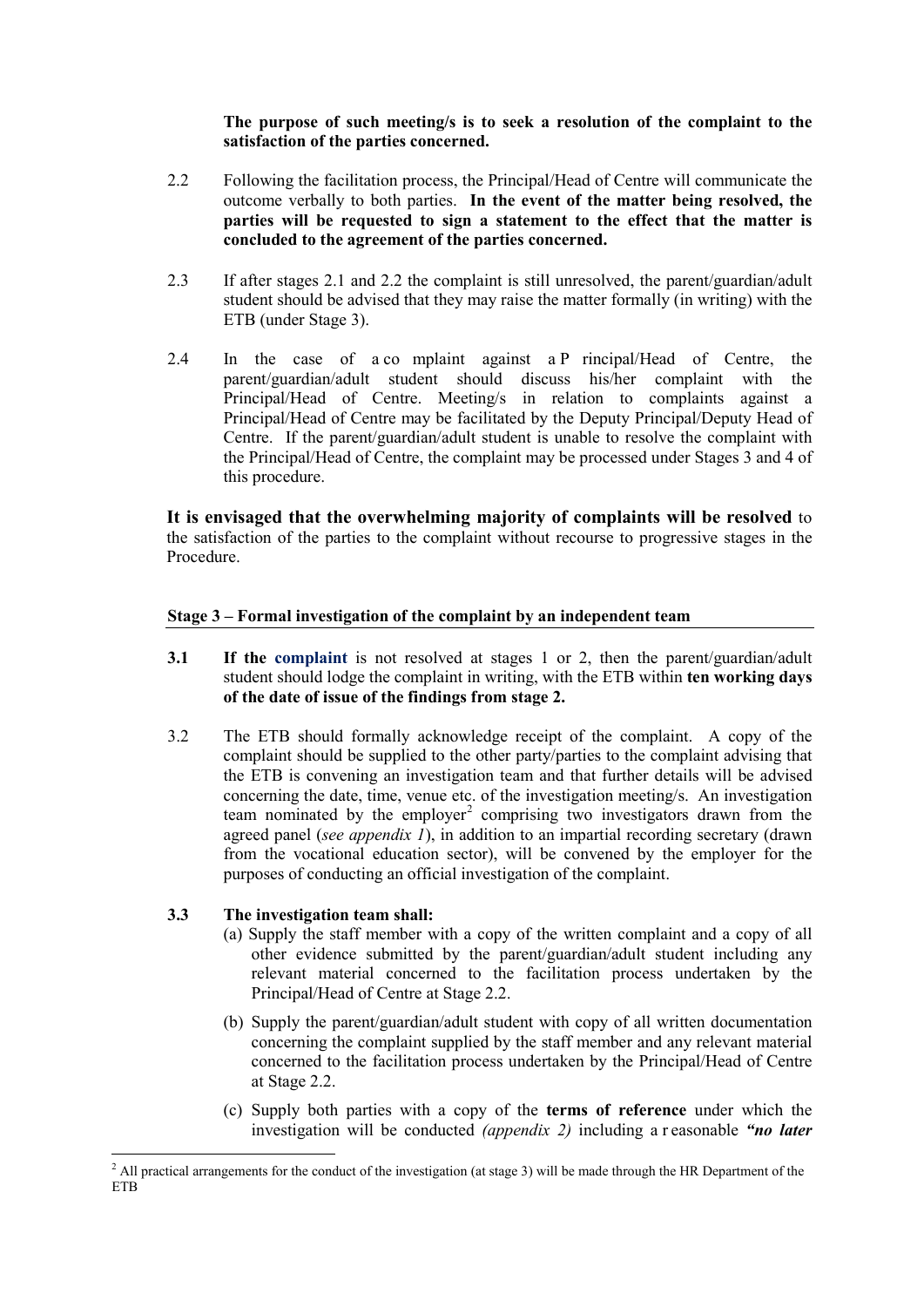**The purpose of such meeting/s is to seek a resolution of the complaint to the satisfaction of the parties concerned.**

2.2 Following the facilitation process, the Principal/Head of Centre will communicate the outcome verbally to both parties. **In the event of the matter being resolved, the parties will be requested to sign a statement to the effect that the matter is concluded to the agreement of the parties concerned.**

2.3 If after stages 2.1 and 2.2 the complaint is still unresolved, the parent/guardian/adult student should be advised that they may raise the matter formally (in writing) with the ETB (under Stage 3).

2.4 In the case of a complaint against a Principal/Head of Centre, the parent/guardian/adult student should discuss his/her complaint with the Principal/Head of Centre. Meeting/s in relation to complaints against a Principal/Head of Centre may be facilitated by the Deputy Principal/Deputy Head of Centre. If the parent/guardian/adult student is unable to resolve the complaint with the Principal/Head of Centre, the complaint may be processed under Stages 3 and 4 of this procedure.

**It is envisaged that the overwhelming majority of complaints will be resolved** to the satisfaction of the parties to the complaint without recourse to progressive stages in the Procedure.

**Stage 3 – Formal investigation of the complaint by an independent team**

**3.1** **If the complaint** is not resolved at stages 1 or 2, then the parent/guardian/adult student should lodge the complaint in writing, with the ETB within **ten working days of the date of issue of the findings from stage 2.**

3.2 The ETB should formally acknowledge receipt of the complaint. A copy of the complaint should be supplied to the other party/parties to the complaint advising that the ETB is convening an investigation team and that further details will be advised concerning the date, time, venue etc. of the investigation meeting/s. An investigation team nominated by the employer[2] comprising two investigators drawn from the agreed panel (*see appendix 1*), in addition to an impartial recording secretary (drawn from the vocational education sector), will be convened by the employer for the purposes of conducting an official investigation of the complaint.

**3.3** **The investigation team shall:**

(a) Supply the staff member with a copy of the written complaint and a copy of all other evidence submitted by the parent/guardian/adult student including any relevant material concerned to the facilitation process undertaken by the Principal/Head of Centre at Stage 2.2.

(b) Supply the parent/guardian/adult student with copy of all written documentation concerning the complaint supplied by the staff member and any relevant material concerned to the facilitation process undertaken by the Principal/Head of Centre at Stage 2.2.

(c) Supply both parties with a copy of the **terms of reference** under which the investigation will be conducted *(appendix 2)* including a reasonable ***"no later***

---

[2] All practical arrangements for the conduct of the investigation (at stage 3) will be made through the HR Department of the ETB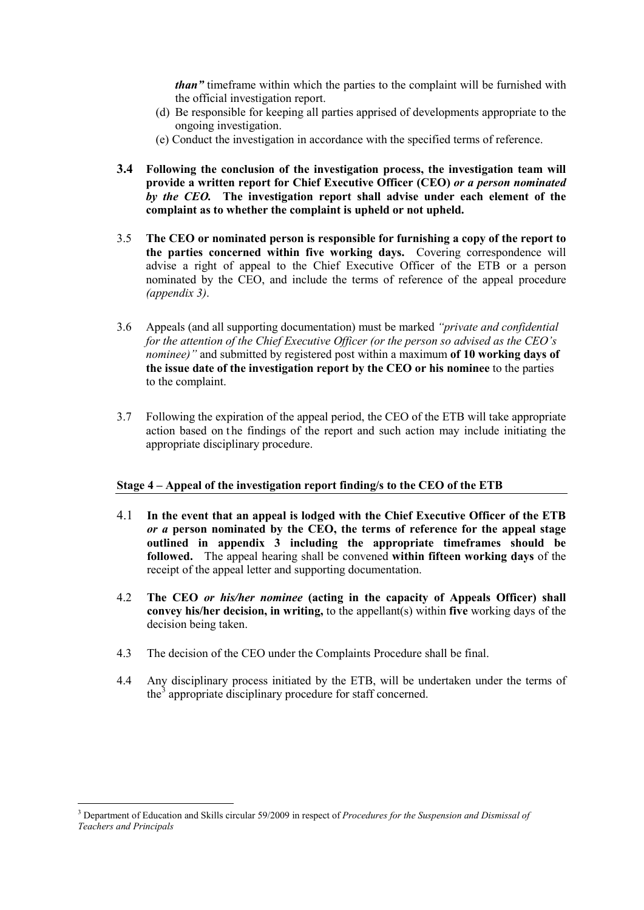*than"* timeframe within which the parties to the complaint will be furnished with the official investigation report.

(d) Be responsible for keeping all parties apprised of developments appropriate to the ongoing investigation.

(e) Conduct the investigation in accordance with the specified terms of reference.

**3.4 Following the conclusion of the investigation process, the investigation team will provide a written report for Chief Executive Officer (CEO) *or a person nominated by the CEO.* The investigation report shall advise under each element of the complaint as to whether the complaint is upheld or not upheld.**

3.5 **The CEO or nominated person is responsible for furnishing a copy of the report to the parties concerned within five working days.** Covering correspondence will advise a right of appeal to the Chief Executive Officer of the ETB or a person nominated by the CEO, and include the terms of reference of the appeal procedure *(appendix 3)*.

3.6 Appeals (and all supporting documentation) must be marked *"private and confidential for the attention of the Chief Executive Officer (or the person so advised as the CEO's nominee)"* and submitted by registered post within a maximum **of 10 working days of the issue date of the investigation report by the CEO or his nominee** to the parties to the complaint.

3.7 Following the expiration of the appeal period, the CEO of the ETB will take appropriate action based on the findings of the report and such action may include initiating the appropriate disciplinary procedure.

**Stage 4 – Appeal of the investigation report finding/s to the CEO of the ETB**

4.1 **In the event that an appeal is lodged with the Chief Executive Officer of the ETB *or a* person nominated by the CEO, the terms of reference for the appeal stage outlined in appendix 3 including the appropriate timeframes should be followed.** The appeal hearing shall be convened **within fifteen working days** of the receipt of the appeal letter and supporting documentation.

4.2 **The CEO *or his/her nominee* (acting in the capacity of Appeals Officer) shall convey his/her decision, in writing,** to the appellant(s) within **five** working days of the decision being taken.

4.3 The decision of the CEO under the Complaints Procedure shall be final.

4.4 Any disciplinary process initiated by the ETB, will be undertaken under the terms of the[3] appropriate disciplinary procedure for staff concerned.

[3] Department of Education and Skills circular 59/2009 in respect of *Procedures for the Suspension and Dismissal of Teachers and Principals*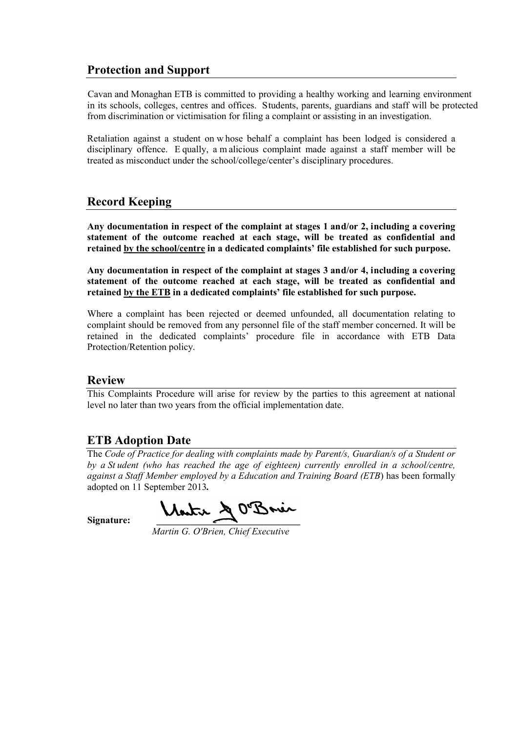## Protection and Support

Cavan and Monaghan ETB is committed to providing a healthy working and learning environment in its schools, colleges, centres and offices. Students, parents, guardians and staff will be protected from discrimination or victimisation for filing a complaint or assisting in an investigation.

Retaliation against a student on whose behalf a complaint has been lodged is considered a disciplinary offence. Equally, a malicious complaint made against a staff member will be treated as misconduct under the school/college/center's disciplinary procedures.

## Record Keeping

**Any documentation in respect of the complaint at stages 1 and/or 2, including a covering statement of the outcome reached at each stage, will be treated as confidential and retained <u>by the school/centre</u> in a dedicated complaints' file established for such purpose.**

**Any documentation in respect of the complaint at stages 3 and/or 4, including a covering statement of the outcome reached at each stage, will be treated as confidential and retained <u>by the ETB</u> in a dedicated complaints' file established for such purpose.**

Where a complaint has been rejected or deemed unfounded, all documentation relating to complaint should be removed from any personnel file of the staff member concerned. It will be retained in the dedicated complaints' procedure file in accordance with ETB Data Protection/Retention policy.

## Review

This Complaints Procedure will arise for review by the parties to this agreement at national level no later than two years from the official implementation date.

## ETB Adoption Date

The *Code of Practice for dealing with complaints made by Parent/s, Guardian/s of a Student or by a Student (who has reached the age of eighteen) currently enrolled in a school/centre, against a Staff Member employed by a Education and Training Board (ETB)* has been formally adopted on 11 September 2013**.**

**Signature:** Martin G. O'Brien

*Martin G. O'Brien, Chief Executive*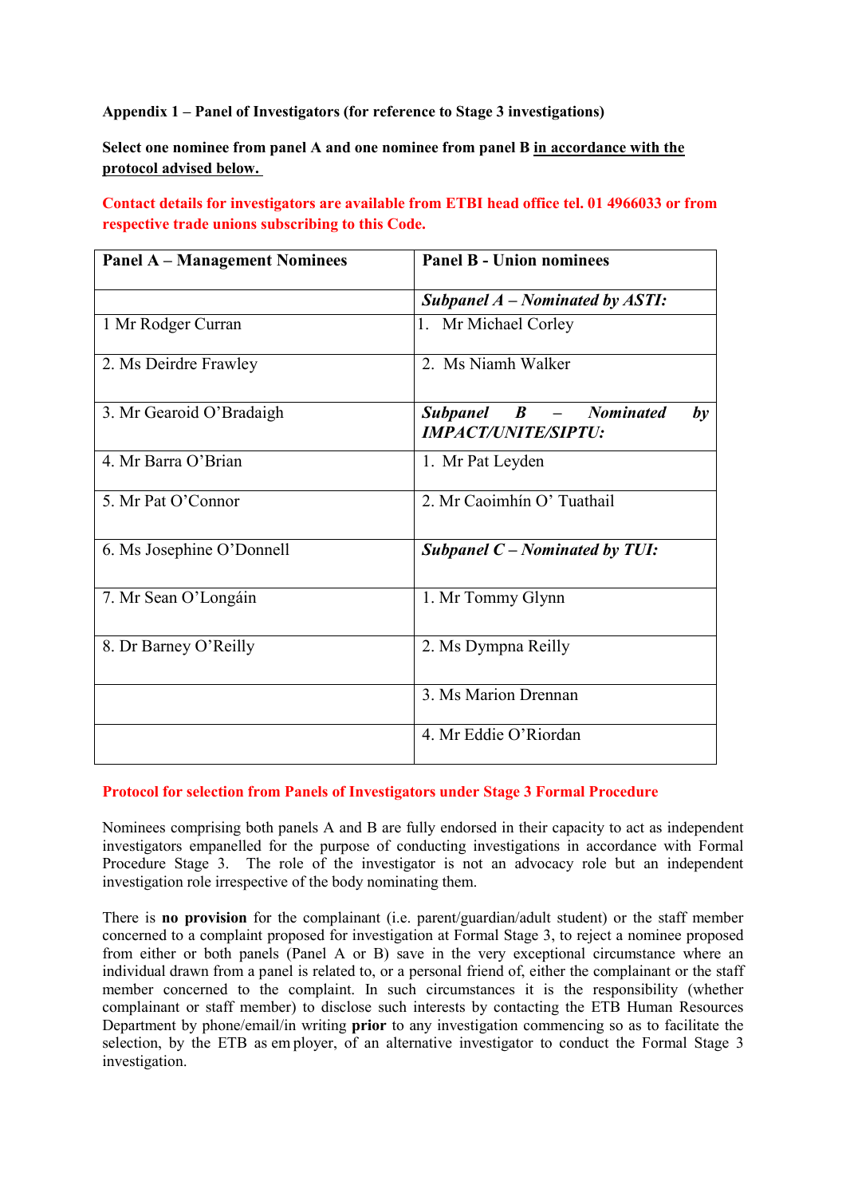**Appendix 1 – Panel of Investigators (for reference to Stage 3 investigations)**

**Select one nominee from panel A and one nominee from panel B <u>in accordance with the protocol advised below.</u>**

**Contact details for investigators are available from ETBI head office tel. 01 4966033 or from respective trade unions subscribing to this Code.**

| **Panel A – Management Nominees** | **Panel B - Union nominees** |
|---|---|
| | ***Subpanel A – Nominated by ASTI:*** |
| 1 Mr Rodger Curran | 1. Mr Michael Corley |
| 2. Ms Deirdre Frawley | 2. Ms Niamh Walker |
| 3. Mr Gearoid O'Bradaigh | ***Subpanel B – Nominated by IMPACT/UNITE/SIPTU:*** |
| 4. Mr Barra O'Brian | 1. Mr Pat Leyden |
| 5. Mr Pat O'Connor | 2. Mr Caoimhín O' Tuathail |
| 6. Ms Josephine O'Donnell | ***Subpanel C – Nominated by TUI:*** |
| 7. Mr Sean O'Longáin | 1. Mr Tommy Glynn |
| 8. Dr Barney O'Reilly | 2. Ms Dympna Reilly |
| | 3. Ms Marion Drennan |
| | 4. Mr Eddie O'Riordan |

**Protocol for selection from Panels of Investigators under Stage 3 Formal Procedure**

Nominees comprising both panels A and B are fully endorsed in their capacity to act as independent investigators empanelled for the purpose of conducting investigations in accordance with Formal Procedure Stage 3. The role of the investigator is not an advocacy role but an independent investigation role irrespective of the body nominating them.

There is **no provision** for the complainant (i.e. parent/guardian/adult student) or the staff member concerned to a complaint proposed for investigation at Formal Stage 3, to reject a nominee proposed from either or both panels (Panel A or B) save in the very exceptional circumstance where an individual drawn from a panel is related to, or a personal friend of, either the complainant or the staff member concerned to the complaint. In such circumstances it is the responsibility (whether complainant or staff member) to disclose such interests by contacting the ETB Human Resources Department by phone/email/in writing **prior** to any investigation commencing so as to facilitate the selection, by the ETB as employer, of an alternative investigator to conduct the Formal Stage 3 investigation.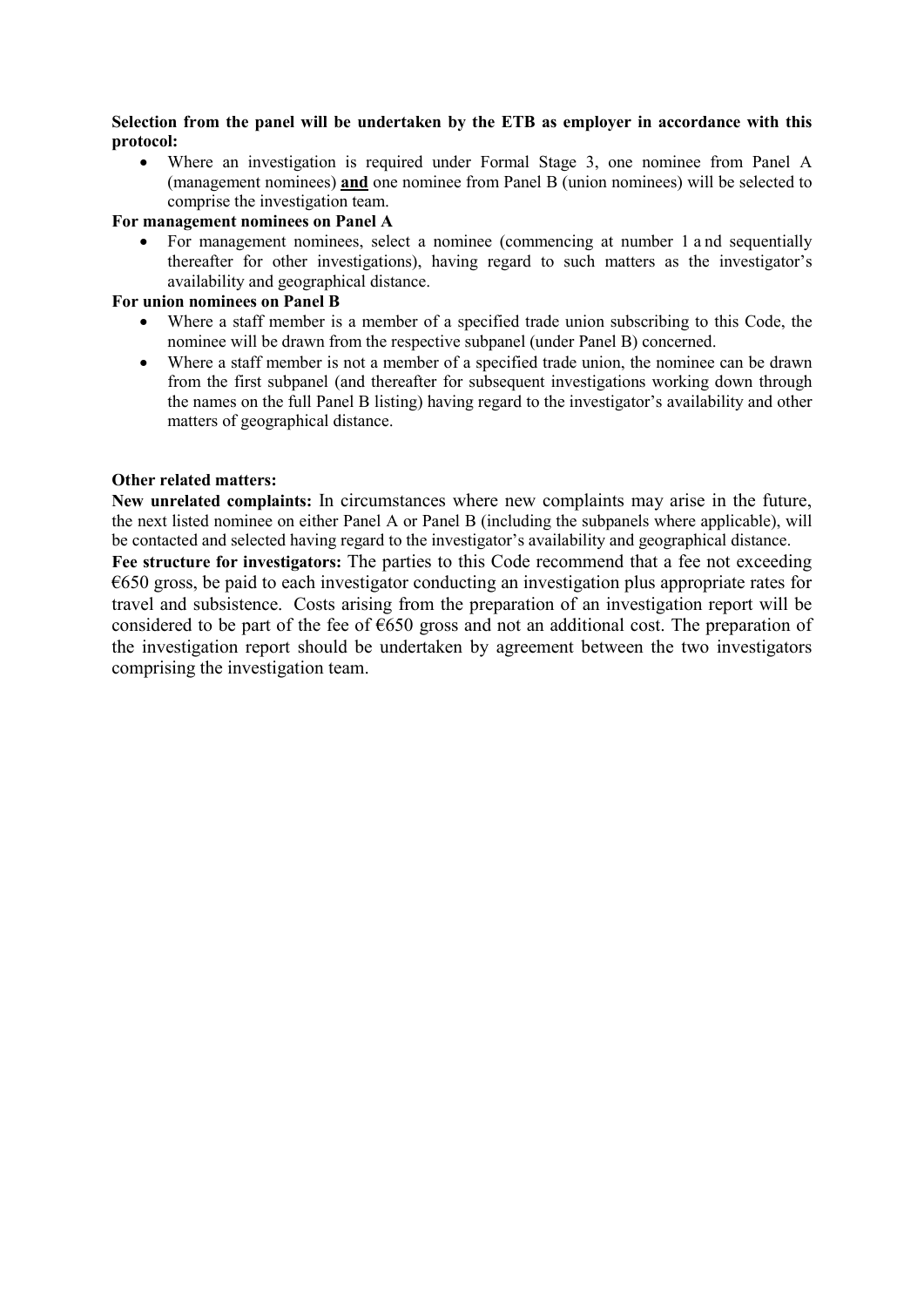**Selection from the panel will be undertaken by the ETB as employer in accordance with this protocol:**

- Where an investigation is required under Formal Stage 3, one nominee from Panel A (management nominees) **and** one nominee from Panel B (union nominees) will be selected to comprise the investigation team.

**For management nominees on Panel A**

- For management nominees, select a nominee (commencing at number 1 and sequentially thereafter for other investigations), having regard to such matters as the investigator's availability and geographical distance.

**For union nominees on Panel B**

- Where a staff member is a member of a specified trade union subscribing to this Code, the nominee will be drawn from the respective subpanel (under Panel B) concerned.
- Where a staff member is not a member of a specified trade union, the nominee can be drawn from the first subpanel (and thereafter for subsequent investigations working down through the names on the full Panel B listing) having regard to the investigator's availability and other matters of geographical distance.

**Other related matters:**

**New unrelated complaints:** In circumstances where new complaints may arise in the future, the next listed nominee on either Panel A or Panel B (including the subpanels where applicable), will be contacted and selected having regard to the investigator's availability and geographical distance.

**Fee structure for investigators:** The parties to this Code recommend that a fee not exceeding €650 gross, be paid to each investigator conducting an investigation plus appropriate rates for travel and subsistence. Costs arising from the preparation of an investigation report will be considered to be part of the fee of €650 gross and not an additional cost. The preparation of the investigation report should be undertaken by agreement between the two investigators comprising the investigation team.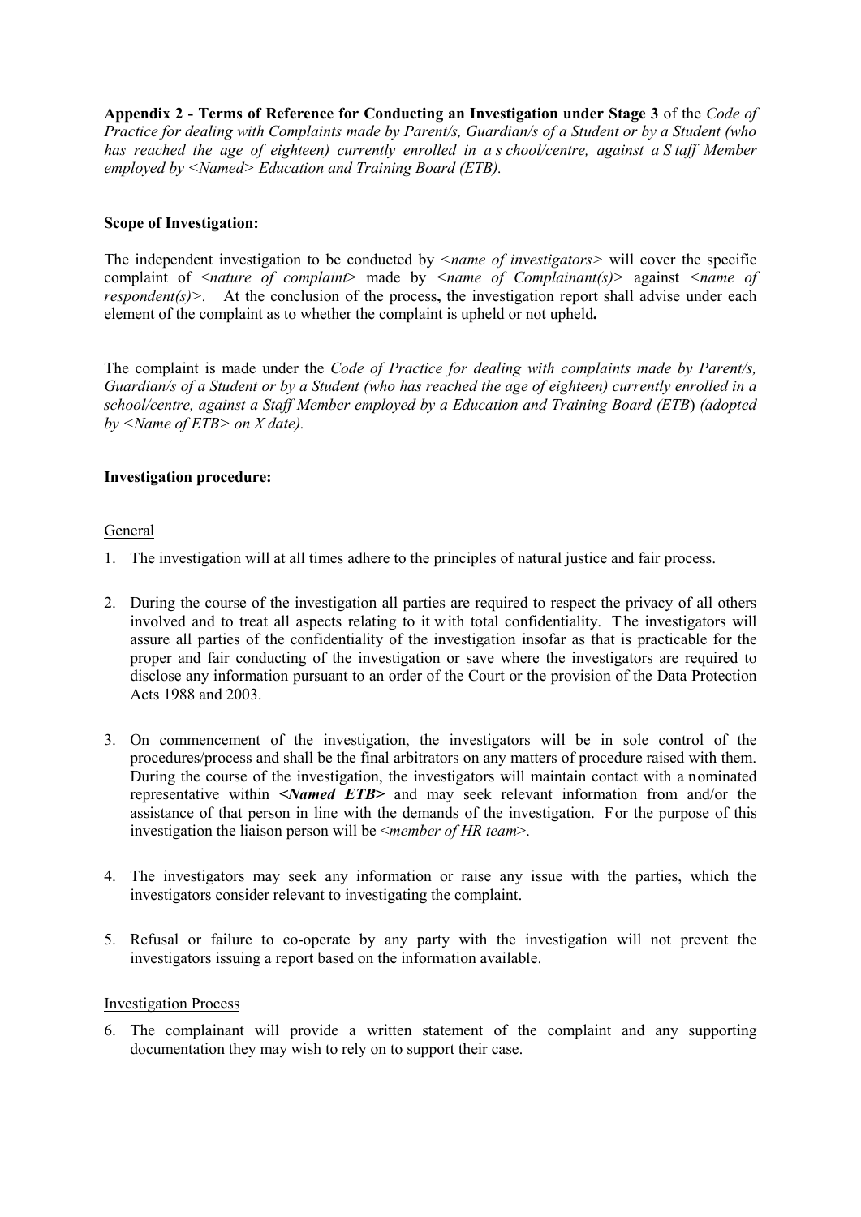**Appendix 2 - Terms of Reference for Conducting an Investigation under Stage 3** of the *Code of Practice for dealing with Complaints made by Parent/s, Guardian/s of a Student or by a Student (who has reached the age of eighteen) currently enrolled in a school/centre, against a Staff Member employed by <Named> Education and Training Board (ETB).*

**Scope of Investigation:**

The independent investigation to be conducted by <*name of investigators*> will cover the specific complaint of <*nature of complaint*> made by <*name of Complainant(s)*> against <*name of respondent(s)*>. At the conclusion of the process**,** the investigation report shall advise under each element of the complaint as to whether the complaint is upheld or not upheld**.**

The complaint is made under the *Code of Practice for dealing with complaints made by Parent/s, Guardian/s of a Student or by a Student (who has reached the age of eighteen) currently enrolled in a school/centre, against a Staff Member employed by a Education and Training Board (ETB*) *(adopted by <Name of ETB> on X date).*

**Investigation procedure:**

General

1. The investigation will at all times adhere to the principles of natural justice and fair process.

2. During the course of the investigation all parties are required to respect the privacy of all others involved and to treat all aspects relating to it with total confidentiality. The investigators will assure all parties of the confidentiality of the investigation insofar as that is practicable for the proper and fair conducting of the investigation or save where the investigators are required to disclose any information pursuant to an order of the Court or the provision of the Data Protection Acts 1988 and 2003.

3. On commencement of the investigation, the investigators will be in sole control of the procedures/process and shall be the final arbitrators on any matters of procedure raised with them. During the course of the investigation, the investigators will maintain contact with a nominated representative within ***<Named ETB>*** and may seek relevant information from and/or the assistance of that person in line with the demands of the investigation. For the purpose of this investigation the liaison person will be <*member of HR team*>.

4. The investigators may seek any information or raise any issue with the parties, which the investigators consider relevant to investigating the complaint.

5. Refusal or failure to co-operate by any party with the investigation will not prevent the investigators issuing a report based on the information available.

Investigation Process

6. The complainant will provide a written statement of the complaint and any supporting documentation they may wish to rely on to support their case.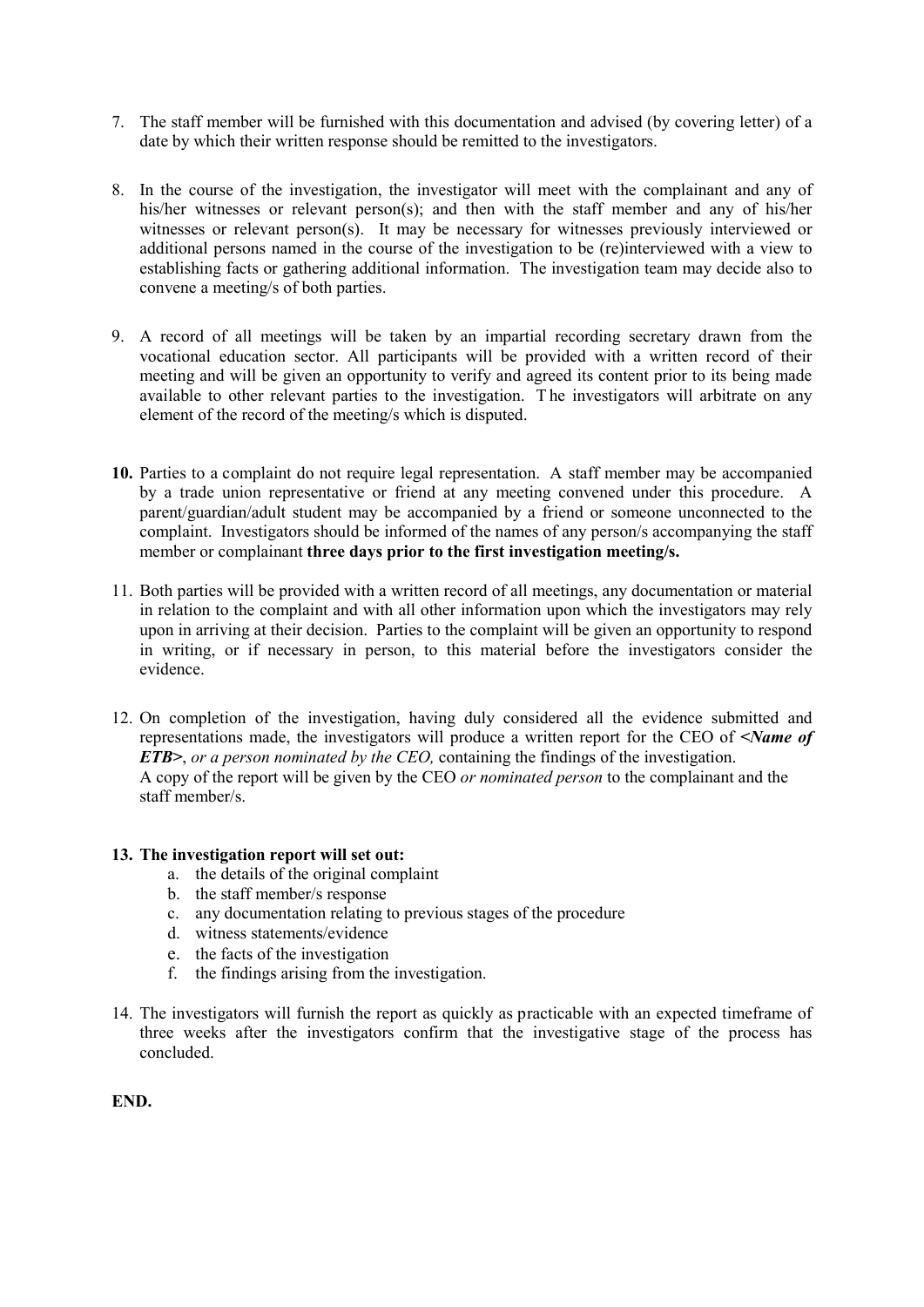7. The staff member will be furnished with this documentation and advised (by covering letter) of a date by which their written response should be remitted to the investigators.

8. In the course of the investigation, the investigator will meet with the complainant and any of his/her witnesses or relevant person(s); and then with the staff member and any of his/her witnesses or relevant person(s). It may be necessary for witnesses previously interviewed or additional persons named in the course of the investigation to be (re)interviewed with a view to establishing facts or gathering additional information. The investigation team may decide also to convene a meeting/s of both parties.

9. A record of all meetings will be taken by an impartial recording secretary drawn from the vocational education sector. All participants will be provided with a written record of their meeting and will be given an opportunity to verify and agreed its content prior to its being made available to other relevant parties to the investigation. The investigators will arbitrate on any element of the record of the meeting/s which is disputed.

**10.** Parties to a complaint do not require legal representation. A staff member may be accompanied by a trade union representative or friend at any meeting convened under this procedure. A parent/guardian/adult student may be accompanied by a friend or someone unconnected to the complaint. Investigators should be informed of the names of any person/s accompanying the staff member or complainant **three days prior to the first investigation meeting/s.**

11. Both parties will be provided with a written record of all meetings, any documentation or material in relation to the complaint and with all other information upon which the investigators may rely upon in arriving at their decision. Parties to the complaint will be given an opportunity to respond in writing, or if necessary in person, to this material before the investigators consider the evidence.

12. On completion of the investigation, having duly considered all the evidence submitted and representations made, the investigators will produce a written report for the CEO of ***<Name of ETB>***, *or a person nominated by the CEO,* containing the findings of the investigation.
    A copy of the report will be given by the CEO *or nominated person* to the complainant and the staff member/s.

**13. The investigation report will set out:**

   a. the details of the original complaint
   b. the staff member/s response
   c. any documentation relating to previous stages of the procedure
   d. witness statements/evidence
   e. the facts of the investigation
   f. the findings arising from the investigation.

14. The investigators will furnish the report as quickly as practicable with an expected timeframe of three weeks after the investigators confirm that the investigative stage of the process has concluded.

**END.**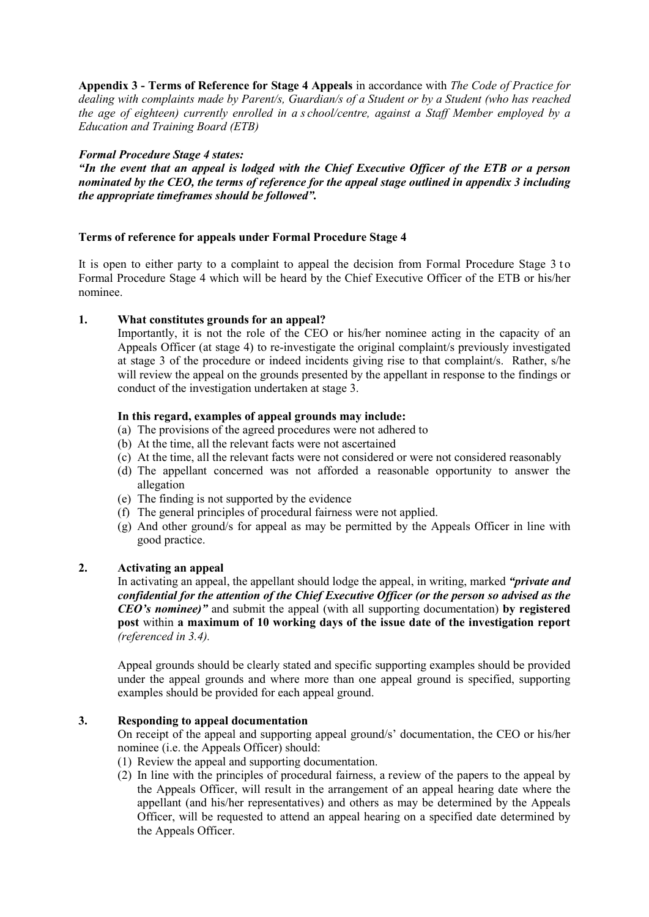**Appendix 3 - Terms of Reference for Stage 4 Appeals** in accordance with *The Code of Practice for dealing with complaints made by Parent/s, Guardian/s of a Student or by a Student (who has reached the age of eighteen) currently enrolled in a school/centre, against a Staff Member employed by a Education and Training Board (ETB)*

***Formal Procedure Stage 4 states:***

***"In the event that an appeal is lodged with the Chief Executive Officer of the ETB or a person nominated by the CEO, the terms of reference for the appeal stage outlined in appendix 3 including the appropriate timeframes should be followed".***

**Terms of reference for appeals under Formal Procedure Stage 4**

It is open to either party to a complaint to appeal the decision from Formal Procedure Stage 3 to Formal Procedure Stage 4 which will be heard by the Chief Executive Officer of the ETB or his/her nominee.

**1. What constitutes grounds for an appeal?**

Importantly, it is not the role of the CEO or his/her nominee acting in the capacity of an Appeals Officer (at stage 4) to re-investigate the original complaint/s previously investigated at stage 3 of the procedure or indeed incidents giving rise to that complaint/s. Rather, s/he will review the appeal on the grounds presented by the appellant in response to the findings or conduct of the investigation undertaken at stage 3.

**In this regard, examples of appeal grounds may include:**

(a) The provisions of the agreed procedures were not adhered to
(b) At the time, all the relevant facts were not ascertained
(c) At the time, all the relevant facts were not considered or were not considered reasonably
(d) The appellant concerned was not afforded a reasonable opportunity to answer the allegation
(e) The finding is not supported by the evidence
(f) The general principles of procedural fairness were not applied.
(g) And other ground/s for appeal as may be permitted by the Appeals Officer in line with good practice.

**2. Activating an appeal**

In activating an appeal, the appellant should lodge the appeal, in writing, marked ***"private and confidential for the attention of the Chief Executive Officer (or the person so advised as the CEO's nominee)"*** and submit the appeal (with all supporting documentation) **by registered post** within **a maximum of 10 working days of the issue date of the investigation report** *(referenced in 3.4).*

Appeal grounds should be clearly stated and specific supporting examples should be provided under the appeal grounds and where more than one appeal ground is specified, supporting examples should be provided for each appeal ground.

**3. Responding to appeal documentation**

On receipt of the appeal and supporting appeal ground/s' documentation, the CEO or his/her nominee (i.e. the Appeals Officer) should:

(1) Review the appeal and supporting documentation.
(2) In line with the principles of procedural fairness, a review of the papers to the appeal by the Appeals Officer, will result in the arrangement of an appeal hearing date where the appellant (and his/her representatives) and others as may be determined by the Appeals Officer, will be requested to attend an appeal hearing on a specified date determined by the Appeals Officer.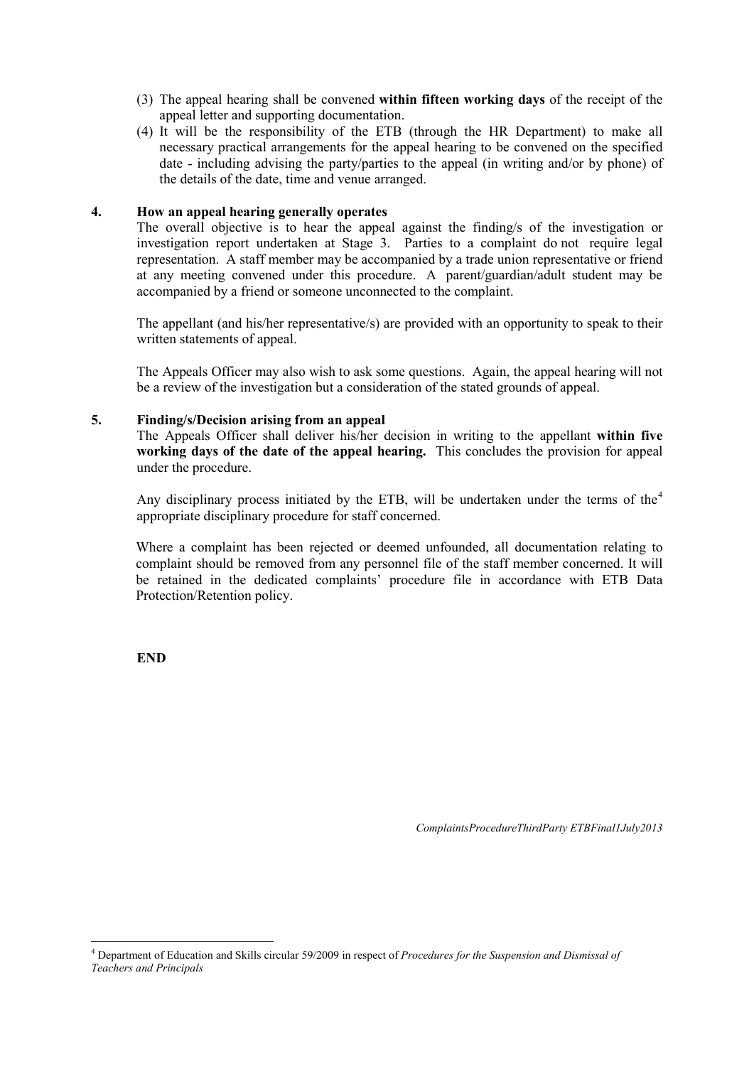(3) The appeal hearing shall be convened **within fifteen working days** of the receipt of the appeal letter and supporting documentation.

(4) It will be the responsibility of the ETB (through the HR Department) to make all necessary practical arrangements for the appeal hearing to be convened on the specified date - including advising the party/parties to the appeal (in writing and/or by phone) of the details of the date, time and venue arranged.

## 4. How an appeal hearing generally operates

The overall objective is to hear the appeal against the finding/s of the investigation or investigation report undertaken at Stage 3. Parties to a complaint do not require legal representation. A staff member may be accompanied by a trade union representative or friend at any meeting convened under this procedure. A parent/guardian/adult student may be accompanied by a friend or someone unconnected to the complaint.

The appellant (and his/her representative/s) are provided with an opportunity to speak to their written statements of appeal.

The Appeals Officer may also wish to ask some questions. Again, the appeal hearing will not be a review of the investigation but a consideration of the stated grounds of appeal.

## 5. Finding/s/Decision arising from an appeal

The Appeals Officer shall deliver his/her decision in writing to the appellant **within five working days of the date of the appeal hearing.** This concludes the provision for appeal under the procedure.

Any disciplinary process initiated by the ETB, will be undertaken under the terms of the[4] appropriate disciplinary procedure for staff concerned.

Where a complaint has been rejected or deemed unfounded, all documentation relating to complaint should be removed from any personnel file of the staff member concerned. It will be retained in the dedicated complaints' procedure file in accordance with ETB Data Protection/Retention policy.

**END**

*ComplaintsProcedureThirdParty ETBFinal1July2013*

[4] Department of Education and Skills circular 59/2009 in respect of *Procedures for the Suspension and Dismissal of Teachers and Principals*